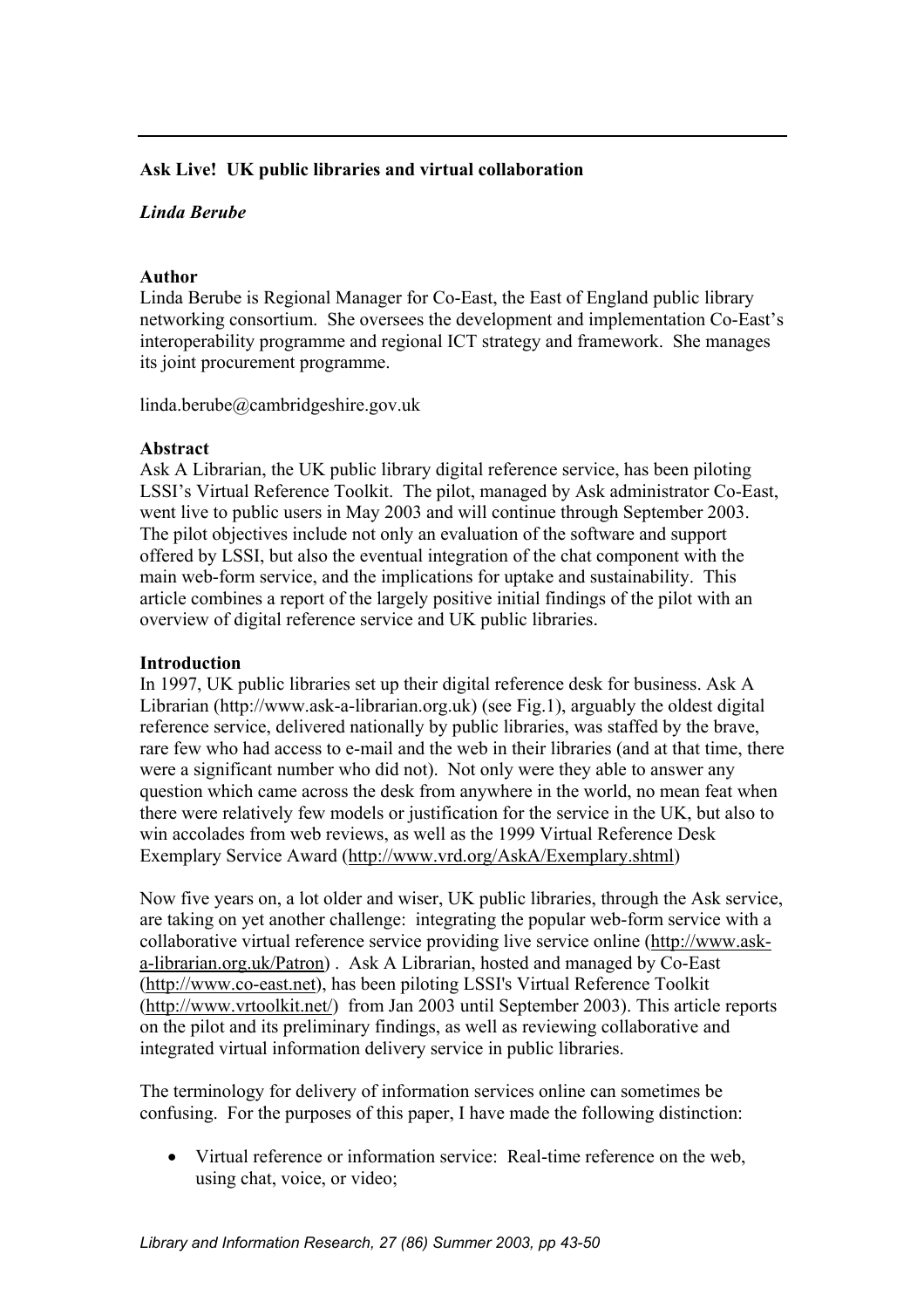**Ask Live! UK public libraries and virtual collaboration**

***Linda Berube***

**Author**

Linda Berube is Regional Manager for Co-East, the East of England public library networking consortium. She oversees the development and implementation Co-East's interoperability programme and regional ICT strategy and framework. She manages its joint procurement programme.

linda.berube@cambridgeshire.gov.uk

**Abstract**

Ask A Librarian, the UK public library digital reference service, has been piloting LSSI's Virtual Reference Toolkit. The pilot, managed by Ask administrator Co-East, went live to public users in May 2003 and will continue through September 2003. The pilot objectives include not only an evaluation of the software and support offered by LSSI, but also the eventual integration of the chat component with the main web-form service, and the implications for uptake and sustainability. This article combines a report of the largely positive initial findings of the pilot with an overview of digital reference service and UK public libraries.

**Introduction**

In 1997, UK public libraries set up their digital reference desk for business. Ask A Librarian (http://www.ask-a-librarian.org.uk) (see Fig.1), arguably the oldest digital reference service, delivered nationally by public libraries, was staffed by the brave, rare few who had access to e-mail and the web in their libraries (and at that time, there were a significant number who did not). Not only were they able to answer any question which came across the desk from anywhere in the world, no mean feat when there were relatively few models or justification for the service in the UK, but also to win accolades from web reviews, as well as the 1999 Virtual Reference Desk Exemplary Service Award (http://www.vrd.org/AskA/Exemplary.shtml)

Now five years on, a lot older and wiser, UK public libraries, through the Ask service, are taking on yet another challenge: integrating the popular web-form service with a collaborative virtual reference service providing live service online (http://www.ask-a-librarian.org.uk/Patron) . Ask A Librarian, hosted and managed by Co-East (http://www.co-east.net), has been piloting LSSI's Virtual Reference Toolkit (http://www.vrtoolkit.net/) from Jan 2003 until September 2003). This article reports on the pilot and its preliminary findings, as well as reviewing collaborative and integrated virtual information delivery service in public libraries.

The terminology for delivery of information services online can sometimes be confusing. For the purposes of this paper, I have made the following distinction:

- Virtual reference or information service: Real-time reference on the web, using chat, voice, or video;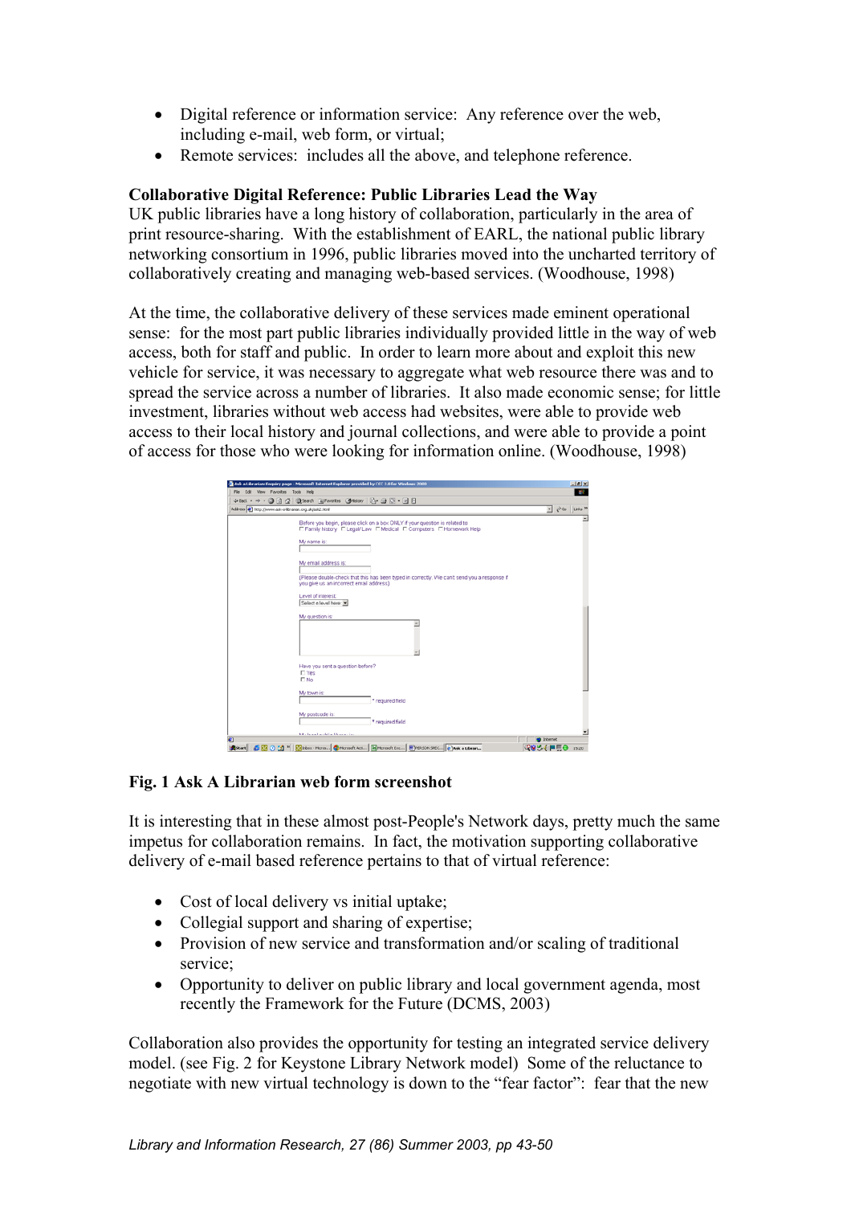- Digital reference or information service: Any reference over the web, including e-mail, web form, or virtual;
- Remote services: includes all the above, and telephone reference.

**Collaborative Digital Reference: Public Libraries Lead the Way**

UK public libraries have a long history of collaboration, particularly in the area of print resource-sharing. With the establishment of EARL, the national public library networking consortium in 1996, public libraries moved into the uncharted territory of collaboratively creating and managing web-based services. (Woodhouse, 1998)

At the time, the collaborative delivery of these services made eminent operational sense: for the most part public libraries individually provided little in the way of web access, both for staff and public. In order to learn more about and exploit this new vehicle for service, it was necessary to aggregate what web resource there was and to spread the service across a number of libraries. It also made economic sense; for little investment, libraries without web access had websites, were able to provide web access to their local history and journal collections, and were able to provide a point of access for those who were looking for information online. (Woodhouse, 1998)

**Fig. 1 Ask A Librarian web form screenshot**

It is interesting that in these almost post-People's Network days, pretty much the same impetus for collaboration remains. In fact, the motivation supporting collaborative delivery of e-mail based reference pertains to that of virtual reference:

- Cost of local delivery vs initial uptake;
- Collegial support and sharing of expertise;
- Provision of new service and transformation and/or scaling of traditional service;
- Opportunity to deliver on public library and local government agenda, most recently the Framework for the Future (DCMS, 2003)

Collaboration also provides the opportunity for testing an integrated service delivery model. (see Fig. 2 for Keystone Library Network model) Some of the reluctance to negotiate with new virtual technology is down to the "fear factor": fear that the new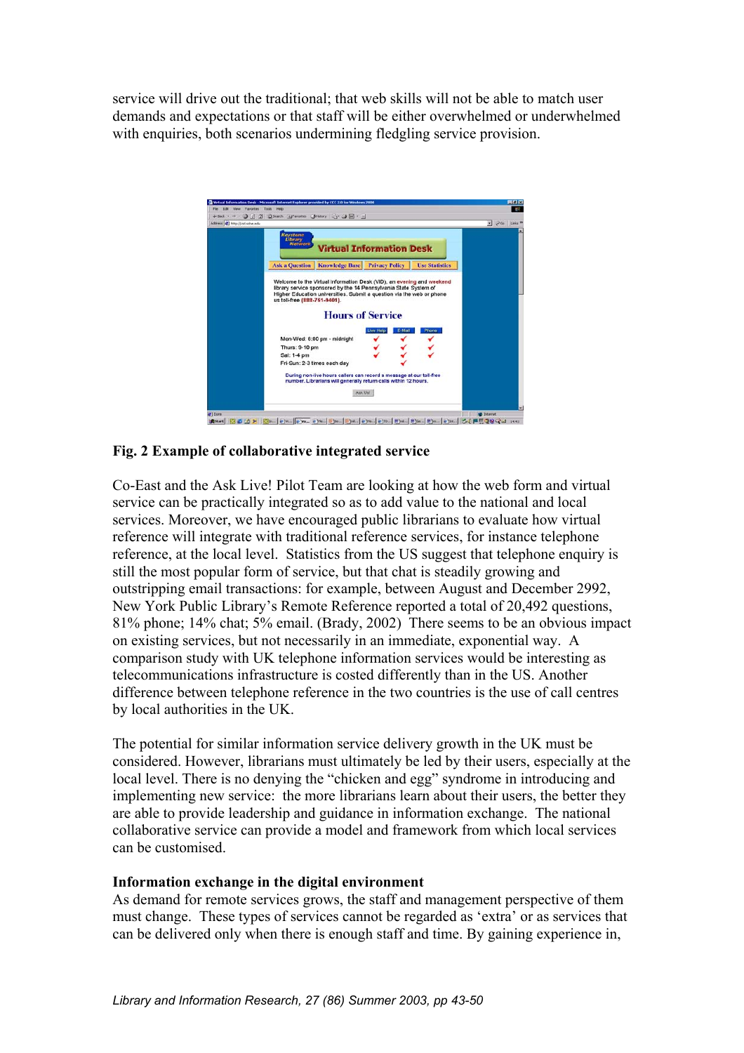service will drive out the traditional; that web skills will not be able to match user demands and expectations or that staff will be either overwhelmed or underwhelmed with enquiries, both scenarios undermining fledgling service provision.

**Fig. 2 Example of collaborative integrated service**

Co-East and the Ask Live! Pilot Team are looking at how the web form and virtual service can be practically integrated so as to add value to the national and local services. Moreover, we have encouraged public librarians to evaluate how virtual reference will integrate with traditional reference services, for instance telephone reference, at the local level. Statistics from the US suggest that telephone enquiry is still the most popular form of service, but that chat is steadily growing and outstripping email transactions: for example, between August and December 2992, New York Public Library's Remote Reference reported a total of 20,492 questions, 81% phone; 14% chat; 5% email. (Brady, 2002) There seems to be an obvious impact on existing services, but not necessarily in an immediate, exponential way. A comparison study with UK telephone information services would be interesting as telecommunications infrastructure is costed differently than in the US. Another difference between telephone reference in the two countries is the use of call centres by local authorities in the UK.

The potential for similar information service delivery growth in the UK must be considered. However, librarians must ultimately be led by their users, especially at the local level. There is no denying the "chicken and egg" syndrome in introducing and implementing new service: the more librarians learn about their users, the better they are able to provide leadership and guidance in information exchange. The national collaborative service can provide a model and framework from which local services can be customised.

### Information exchange in the digital environment

As demand for remote services grows, the staff and management perspective of them must change. These types of services cannot be regarded as 'extra' or as services that can be delivered only when there is enough staff and time. By gaining experience in,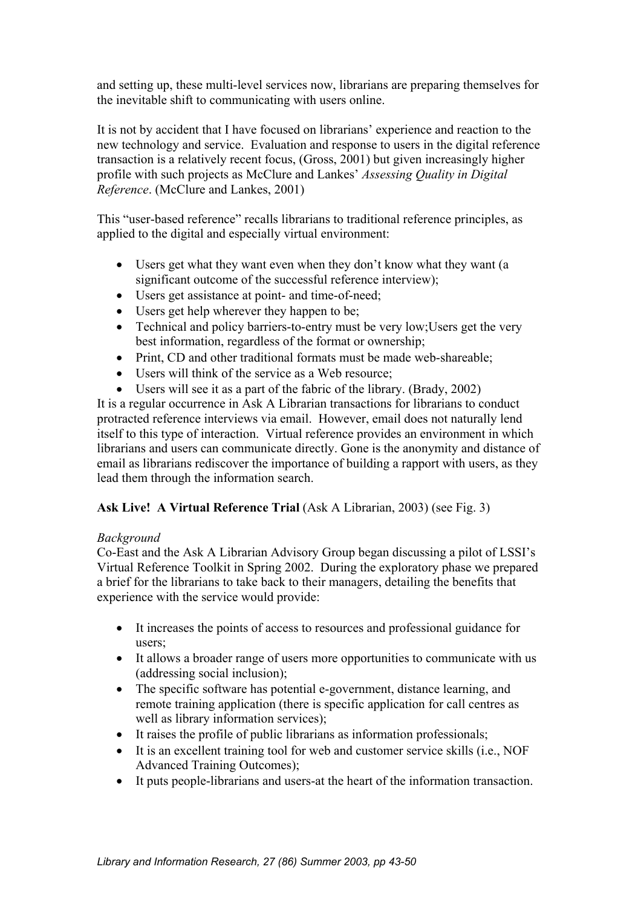and setting up, these multi-level services now, librarians are preparing themselves for the inevitable shift to communicating with users online.

It is not by accident that I have focused on librarians' experience and reaction to the new technology and service. Evaluation and response to users in the digital reference transaction is a relatively recent focus, (Gross, 2001) but given increasingly higher profile with such projects as McClure and Lankes' *Assessing Quality in Digital Reference*. (McClure and Lankes, 2001)

This "user-based reference" recalls librarians to traditional reference principles, as applied to the digital and especially virtual environment:

- Users get what they want even when they don't know what they want (a significant outcome of the successful reference interview);
- Users get assistance at point- and time-of-need;
- Users get help wherever they happen to be;
- Technical and policy barriers-to-entry must be very low;Users get the very best information, regardless of the format or ownership;
- Print, CD and other traditional formats must be made web-shareable;
- Users will think of the service as a Web resource;
- Users will see it as a part of the fabric of the library. (Brady, 2002)

It is a regular occurrence in Ask A Librarian transactions for librarians to conduct protracted reference interviews via email. However, email does not naturally lend itself to this type of interaction. Virtual reference provides an environment in which librarians and users can communicate directly. Gone is the anonymity and distance of email as librarians rediscover the importance of building a rapport with users, as they lead them through the information search.

**Ask Live! A Virtual Reference Trial** (Ask A Librarian, 2003) (see Fig. 3)

*Background*

Co-East and the Ask A Librarian Advisory Group began discussing a pilot of LSSI's Virtual Reference Toolkit in Spring 2002. During the exploratory phase we prepared a brief for the librarians to take back to their managers, detailing the benefits that experience with the service would provide:

- It increases the points of access to resources and professional guidance for users;
- It allows a broader range of users more opportunities to communicate with us (addressing social inclusion);
- The specific software has potential e-government, distance learning, and remote training application (there is specific application for call centres as well as library information services);
- It raises the profile of public librarians as information professionals;
- It is an excellent training tool for web and customer service skills (i.e., NOF Advanced Training Outcomes);
- It puts people-librarians and users-at the heart of the information transaction.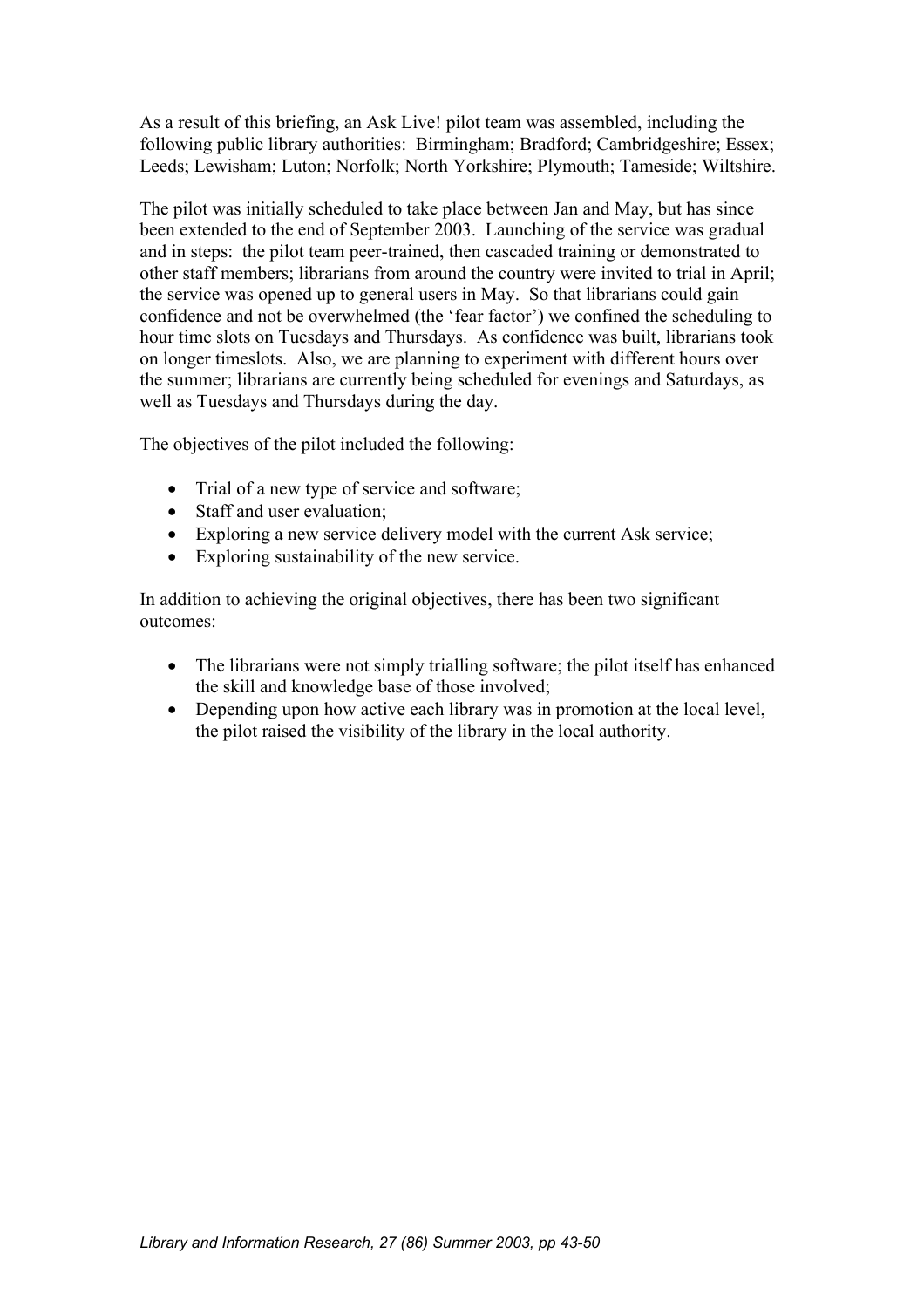As a result of this briefing, an Ask Live! pilot team was assembled, including the following public library authorities: Birmingham; Bradford; Cambridgeshire; Essex; Leeds; Lewisham; Luton; Norfolk; North Yorkshire; Plymouth; Tameside; Wiltshire.

The pilot was initially scheduled to take place between Jan and May, but has since been extended to the end of September 2003. Launching of the service was gradual and in steps: the pilot team peer-trained, then cascaded training or demonstrated to other staff members; librarians from around the country were invited to trial in April; the service was opened up to general users in May. So that librarians could gain confidence and not be overwhelmed (the 'fear factor') we confined the scheduling to hour time slots on Tuesdays and Thursdays. As confidence was built, librarians took on longer timeslots. Also, we are planning to experiment with different hours over the summer; librarians are currently being scheduled for evenings and Saturdays, as well as Tuesdays and Thursdays during the day.

The objectives of the pilot included the following:

- Trial of a new type of service and software;
- Staff and user evaluation;
- Exploring a new service delivery model with the current Ask service;
- Exploring sustainability of the new service.

In addition to achieving the original objectives, there has been two significant outcomes:

- The librarians were not simply trialling software; the pilot itself has enhanced the skill and knowledge base of those involved;
- Depending upon how active each library was in promotion at the local level, the pilot raised the visibility of the library in the local authority.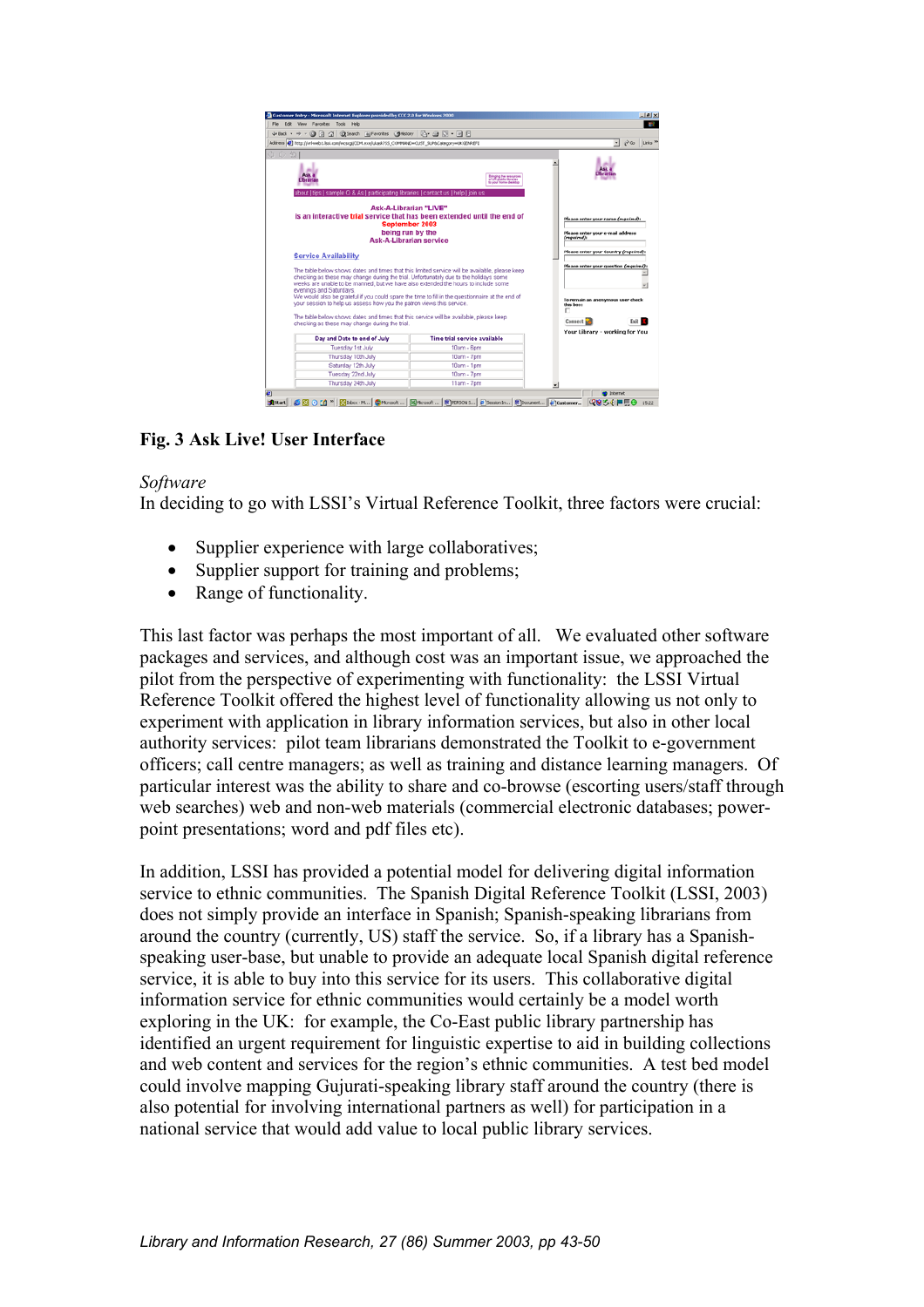**Fig. 3 Ask Live! User Interface**

*Software*

In deciding to go with LSSI's Virtual Reference Toolkit, three factors were crucial:

- Supplier experience with large collaboratives;
- Supplier support for training and problems;
- Range of functionality.

This last factor was perhaps the most important of all. We evaluated other software packages and services, and although cost was an important issue, we approached the pilot from the perspective of experimenting with functionality: the LSSI Virtual Reference Toolkit offered the highest level of functionality allowing us not only to experiment with application in library information services, but also in other local authority services: pilot team librarians demonstrated the Toolkit to e-government officers; call centre managers; as well as training and distance learning managers. Of particular interest was the ability to share and co-browse (escorting users/staff through web searches) web and non-web materials (commercial electronic databases; power-point presentations; word and pdf files etc).

In addition, LSSI has provided a potential model for delivering digital information service to ethnic communities. The Spanish Digital Reference Toolkit (LSSI, 2003) does not simply provide an interface in Spanish; Spanish-speaking librarians from around the country (currently, US) staff the service. So, if a library has a Spanish-speaking user-base, but unable to provide an adequate local Spanish digital reference service, it is able to buy into this service for its users. This collaborative digital information service for ethnic communities would certainly be a model worth exploring in the UK: for example, the Co-East public library partnership has identified an urgent requirement for linguistic expertise to aid in building collections and web content and services for the region's ethnic communities. A test bed model could involve mapping Gujurati-speaking library staff around the country (there is also potential for involving international partners as well) for participation in a national service that would add value to local public library services.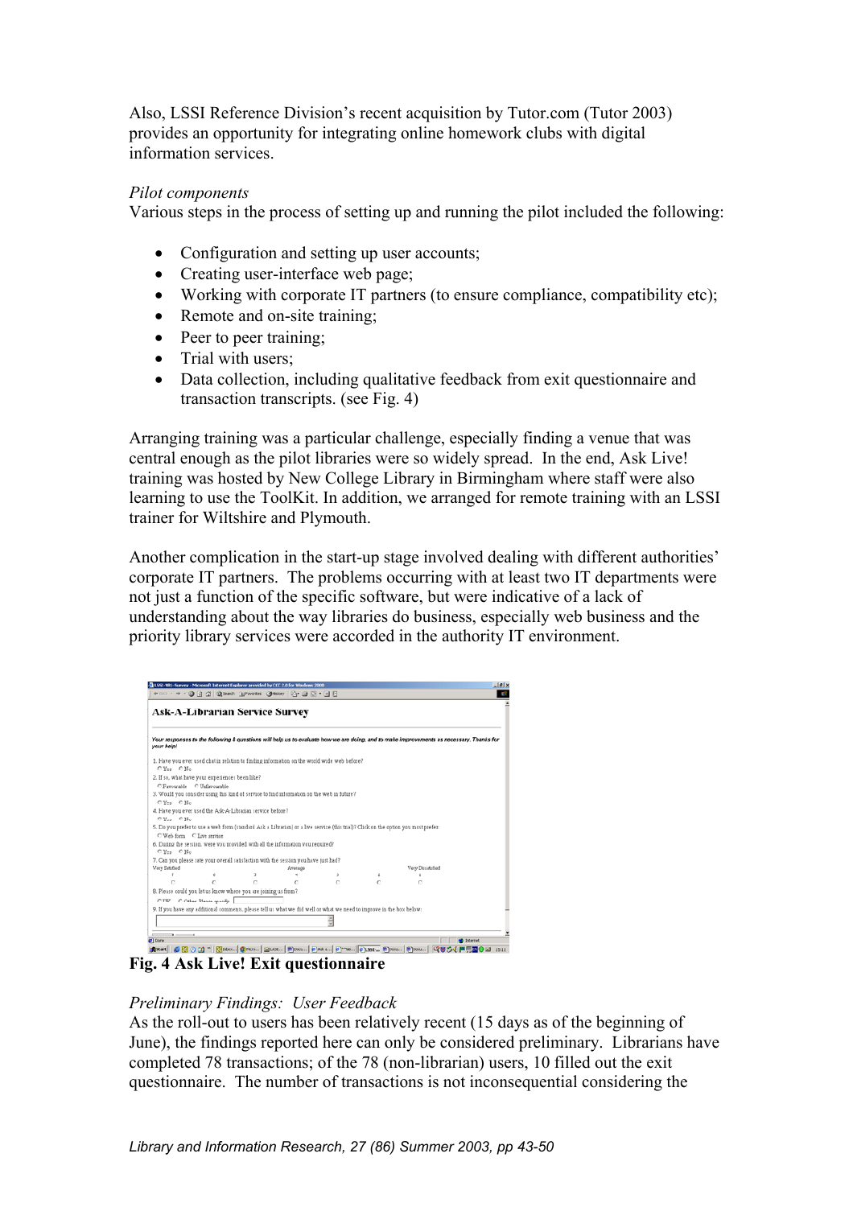Also, LSSI Reference Division's recent acquisition by Tutor.com (Tutor 2003) provides an opportunity for integrating online homework clubs with digital information services.

*Pilot components*

Various steps in the process of setting up and running the pilot included the following:

- Configuration and setting up user accounts;
- Creating user-interface web page;
- Working with corporate IT partners (to ensure compliance, compatibility etc);
- Remote and on-site training;
- Peer to peer training;
- Trial with users;
- Data collection, including qualitative feedback from exit questionnaire and transaction transcripts. (see Fig. 4)

Arranging training was a particular challenge, especially finding a venue that was central enough as the pilot libraries were so widely spread. In the end, Ask Live! training was hosted by New College Library in Birmingham where staff were also learning to use the ToolKit. In addition, we arranged for remote training with an LSSI trainer for Wiltshire and Plymouth.

Another complication in the start-up stage involved dealing with different authorities' corporate IT partners. The problems occurring with at least two IT departments were not just a function of the specific software, but were indicative of a lack of understanding about the way libraries do business, especially web business and the priority library services were accorded in the authority IT environment.

**Fig. 4 Ask Live! Exit questionnaire**

*Preliminary Findings: User Feedback*

As the roll-out to users has been relatively recent (15 days as of the beginning of June), the findings reported here can only be considered preliminary. Librarians have completed 78 transactions; of the 78 (non-librarian) users, 10 filled out the exit questionnaire. The number of transactions is not inconsequential considering the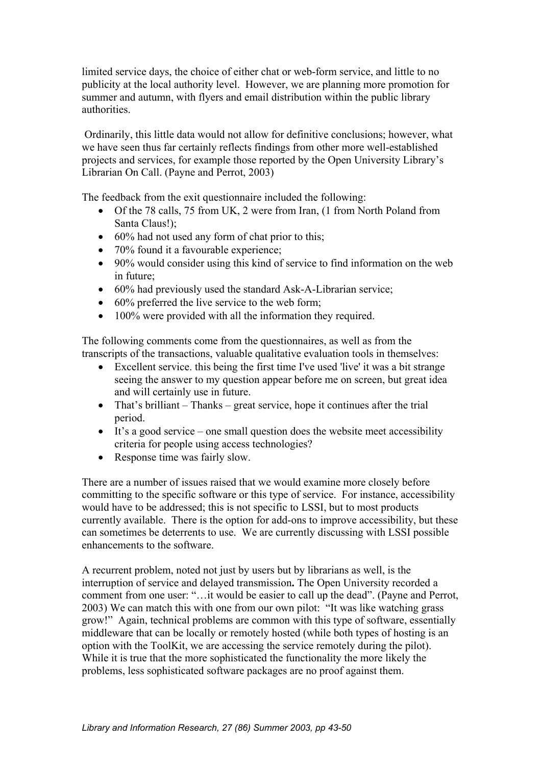limited service days, the choice of either chat or web-form service, and little to no publicity at the local authority level. However, we are planning more promotion for summer and autumn, with flyers and email distribution within the public library authorities.

Ordinarily, this little data would not allow for definitive conclusions; however, what we have seen thus far certainly reflects findings from other more well-established projects and services, for example those reported by the Open University Library's Librarian On Call. (Payne and Perrot, 2003)

The feedback from the exit questionnaire included the following:

- Of the 78 calls, 75 from UK, 2 were from Iran, (1 from North Poland from Santa Claus!);
- 60% had not used any form of chat prior to this;
- 70% found it a favourable experience;
- 90% would consider using this kind of service to find information on the web in future;
- 60% had previously used the standard Ask-A-Librarian service;
- 60% preferred the live service to the web form;
- 100% were provided with all the information they required.

The following comments come from the questionnaires, as well as from the transcripts of the transactions, valuable qualitative evaluation tools in themselves:

- Excellent service. this being the first time I've used 'live' it was a bit strange seeing the answer to my question appear before me on screen, but great idea and will certainly use in future.
- That's brilliant – Thanks – great service, hope it continues after the trial period.
- It's a good service – one small question does the website meet accessibility criteria for people using access technologies?
- Response time was fairly slow.

There are a number of issues raised that we would examine more closely before committing to the specific software or this type of service. For instance, accessibility would have to be addressed; this is not specific to LSSI, but to most products currently available. There is the option for add-ons to improve accessibility, but these can sometimes be deterrents to use. We are currently discussing with LSSI possible enhancements to the software.

A recurrent problem, noted not just by users but by librarians as well, is the interruption of service and delayed transmission**.** The Open University recorded a comment from one user: "…it would be easier to call up the dead". (Payne and Perrot, 2003) We can match this with one from our own pilot: "It was like watching grass grow!" Again, technical problems are common with this type of software, essentially middleware that can be locally or remotely hosted (while both types of hosting is an option with the ToolKit, we are accessing the service remotely during the pilot). While it is true that the more sophisticated the functionality the more likely the problems, less sophisticated software packages are no proof against them.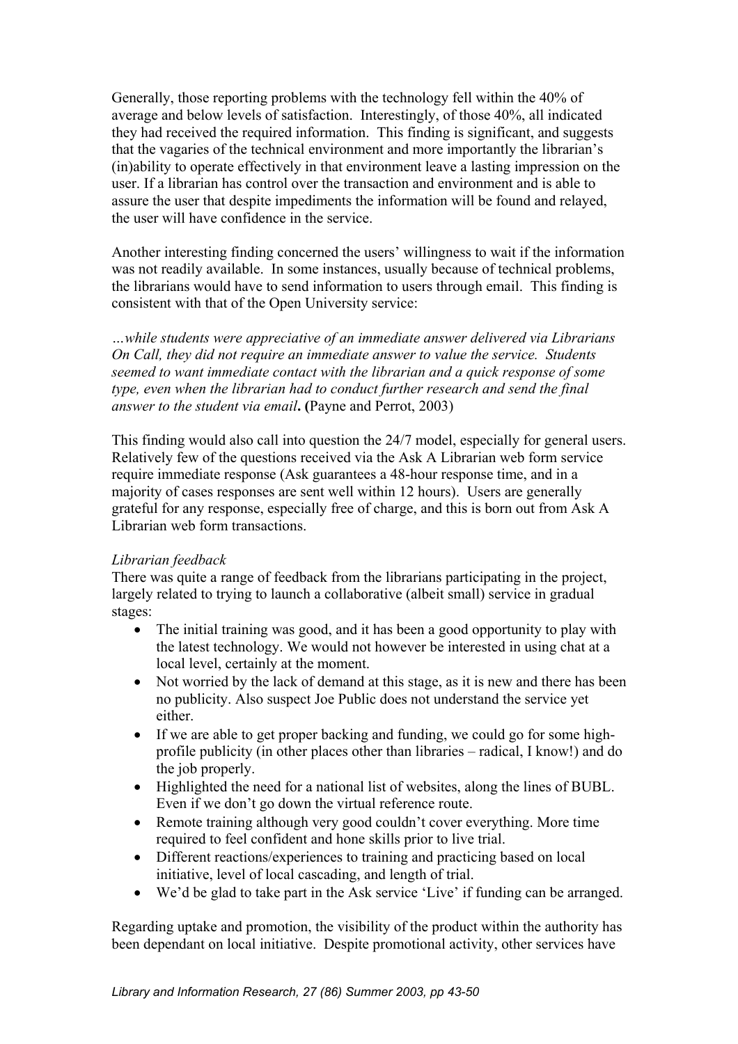Generally, those reporting problems with the technology fell within the 40% of average and below levels of satisfaction. Interestingly, of those 40%, all indicated they had received the required information. This finding is significant, and suggests that the vagaries of the technical environment and more importantly the librarian's (in)ability to operate effectively in that environment leave a lasting impression on the user. If a librarian has control over the transaction and environment and is able to assure the user that despite impediments the information will be found and relayed, the user will have confidence in the service.

Another interesting finding concerned the users' willingness to wait if the information was not readily available. In some instances, usually because of technical problems, the librarians would have to send information to users through email. This finding is consistent with that of the Open University service:

*…while students were appreciative of an immediate answer delivered via Librarians On Call, they did not require an immediate answer to value the service. Students seemed to want immediate contact with the librarian and a quick response of some type, even when the librarian had to conduct further research and send the final answer to the student via email***.** **(**Payne and Perrot, 2003)

This finding would also call into question the 24/7 model, especially for general users. Relatively few of the questions received via the Ask A Librarian web form service require immediate response (Ask guarantees a 48-hour response time, and in a majority of cases responses are sent well within 12 hours). Users are generally grateful for any response, especially free of charge, and this is born out from Ask A Librarian web form transactions.

*Librarian feedback*

There was quite a range of feedback from the librarians participating in the project, largely related to trying to launch a collaborative (albeit small) service in gradual stages:

- The initial training was good, and it has been a good opportunity to play with the latest technology. We would not however be interested in using chat at a local level, certainly at the moment.
- Not worried by the lack of demand at this stage, as it is new and there has been no publicity. Also suspect Joe Public does not understand the service yet either.
- If we are able to get proper backing and funding, we could go for some high-profile publicity (in other places other than libraries – radical, I know!) and do the job properly.
- Highlighted the need for a national list of websites, along the lines of BUBL. Even if we don't go down the virtual reference route.
- Remote training although very good couldn't cover everything. More time required to feel confident and hone skills prior to live trial.
- Different reactions/experiences to training and practicing based on local initiative, level of local cascading, and length of trial.
- We'd be glad to take part in the Ask service 'Live' if funding can be arranged.

Regarding uptake and promotion, the visibility of the product within the authority has been dependant on local initiative. Despite promotional activity, other services have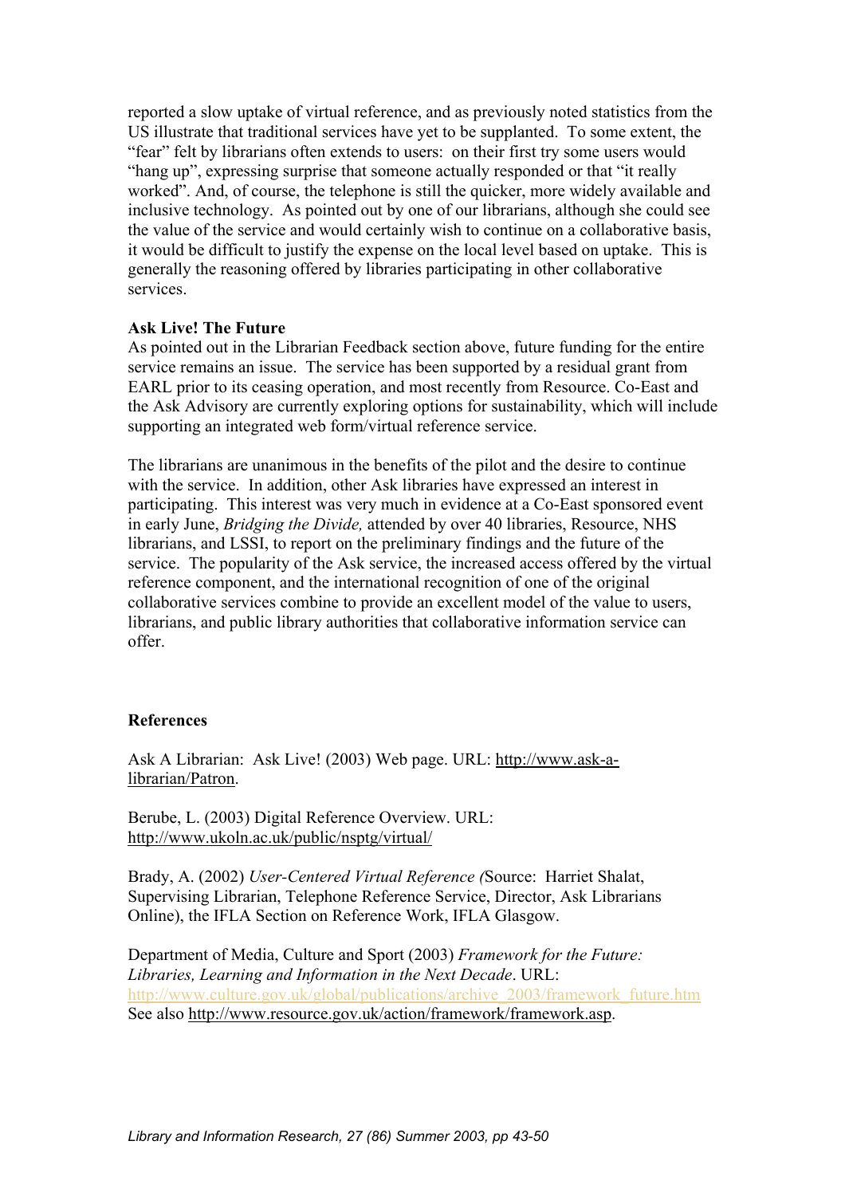reported a slow uptake of virtual reference, and as previously noted statistics from the US illustrate that traditional services have yet to be supplanted. To some extent, the "fear" felt by librarians often extends to users: on their first try some users would "hang up", expressing surprise that someone actually responded or that "it really worked". And, of course, the telephone is still the quicker, more widely available and inclusive technology. As pointed out by one of our librarians, although she could see the value of the service and would certainly wish to continue on a collaborative basis, it would be difficult to justify the expense on the local level based on uptake. This is generally the reasoning offered by libraries participating in other collaborative services.

**Ask Live! The Future**

As pointed out in the Librarian Feedback section above, future funding for the entire service remains an issue. The service has been supported by a residual grant from EARL prior to its ceasing operation, and most recently from Resource. Co-East and the Ask Advisory are currently exploring options for sustainability, which will include supporting an integrated web form/virtual reference service.

The librarians are unanimous in the benefits of the pilot and the desire to continue with the service. In addition, other Ask libraries have expressed an interest in participating. This interest was very much in evidence at a Co-East sponsored event in early June, *Bridging the Divide,* attended by over 40 libraries, Resource, NHS librarians, and LSSI, to report on the preliminary findings and the future of the service. The popularity of the Ask service, the increased access offered by the virtual reference component, and the international recognition of one of the original collaborative services combine to provide an excellent model of the value to users, librarians, and public library authorities that collaborative information service can offer.

**References**

Ask A Librarian: Ask Live! (2003) Web page. URL: http://www.ask-a-librarian/Patron.

Berube, L. (2003) Digital Reference Overview. URL: http://www.ukoln.ac.uk/public/nsptg/virtual/

Brady, A. (2002) *User-Centered Virtual Reference (*Source: Harriet Shalat, Supervising Librarian, Telephone Reference Service, Director, Ask Librarians Online), the IFLA Section on Reference Work, IFLA Glasgow.

Department of Media, Culture and Sport (2003) *Framework for the Future: Libraries, Learning and Information in the Next Decade*. URL: http://www.culture.gov.uk/global/publications/archive_2003/framework_future.htm See also http://www.resource.gov.uk/action/framework/framework.asp.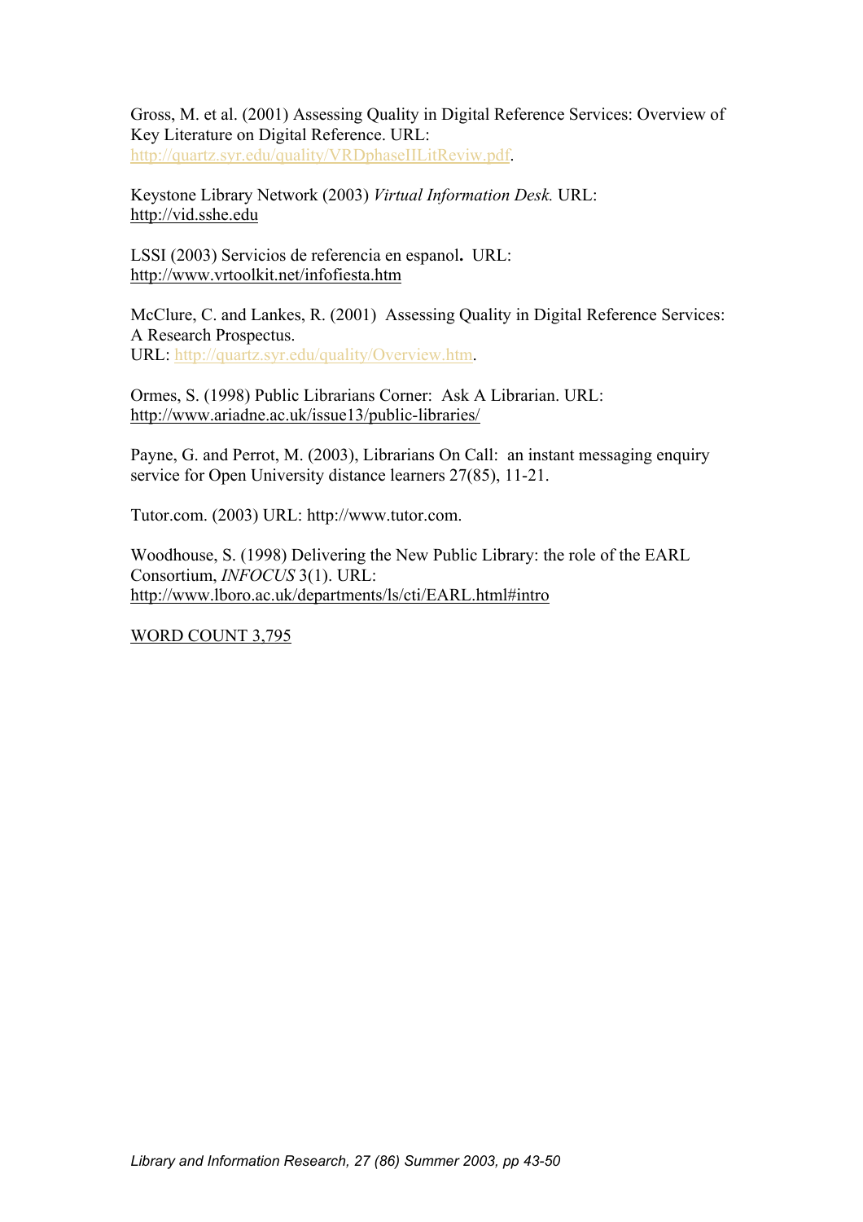Gross, M. et al. (2001) Assessing Quality in Digital Reference Services: Overview of Key Literature on Digital Reference. URL: http://quartz.syr.edu/quality/VRDphaseIILitReviw.pdf.

Keystone Library Network (2003) *Virtual Information Desk.* URL: http://vid.sshe.edu

LSSI (2003) Servicios de referencia en espanol**.** URL: http://www.vrtoolkit.net/infofiesta.htm

McClure, C. and Lankes, R. (2001) Assessing Quality in Digital Reference Services: A Research Prospectus. URL: http://quartz.syr.edu/quality/Overview.htm.

Ormes, S. (1998) Public Librarians Corner: Ask A Librarian. URL: http://www.ariadne.ac.uk/issue13/public-libraries/

Payne, G. and Perrot, M. (2003), Librarians On Call: an instant messaging enquiry service for Open University distance learners 27(85), 11-21.

Tutor.com. (2003) URL: http://www.tutor.com.

Woodhouse, S. (1998) Delivering the New Public Library: the role of the EARL Consortium, *INFOCUS* 3(1). URL: http://www.lboro.ac.uk/departments/ls/cti/EARL.html#intro

WORD COUNT 3,795